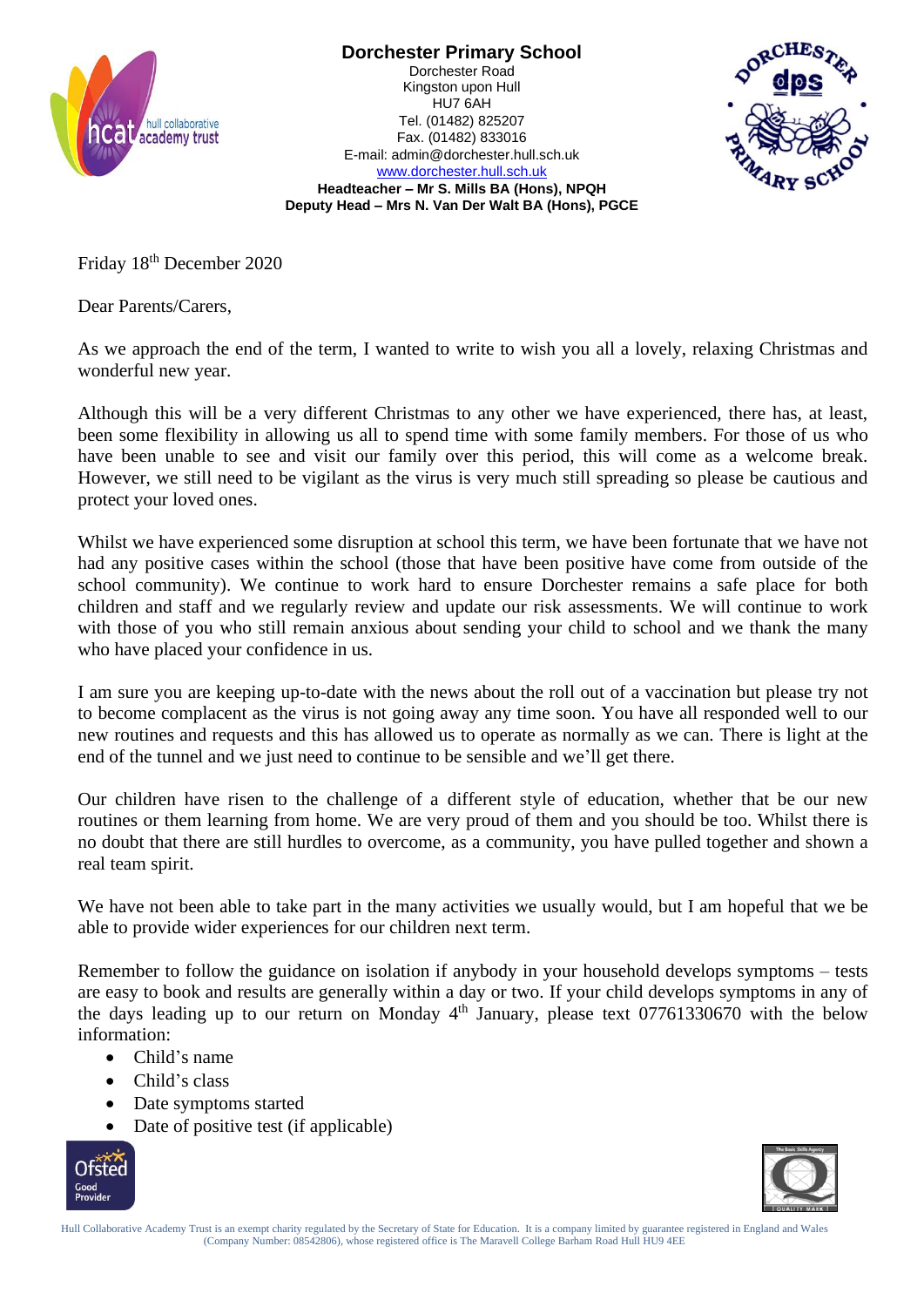# Dorchester Primary School

Dorchester Road
Kingston upon Hull
HU7 6AH
Tel. (01482) 825207
Fax. (01482) 833016
E-mail: admin@dorchester.hull.sch.uk
www.dorchester.hull.sch.uk

**Headteacher – Mr S. Mills BA (Hons), NPQH**
**Deputy Head – Mrs N. Van Der Walt BA (Hons), PGCE**

Friday 18th December 2020

Dear Parents/Carers,

As we approach the end of the term, I wanted to write to wish you all a lovely, relaxing Christmas and wonderful new year.

Although this will be a very different Christmas to any other we have experienced, there has, at least, been some flexibility in allowing us all to spend time with some family members. For those of us who have been unable to see and visit our family over this period, this will come as a welcome break. However, we still need to be vigilant as the virus is very much still spreading so please be cautious and protect your loved ones.

Whilst we have experienced some disruption at school this term, we have been fortunate that we have not had any positive cases within the school (those that have been positive have come from outside of the school community). We continue to work hard to ensure Dorchester remains a safe place for both children and staff and we regularly review and update our risk assessments. We will continue to work with those of you who still remain anxious about sending your child to school and we thank the many who have placed your confidence in us.

I am sure you are keeping up-to-date with the news about the roll out of a vaccination but please try not to become complacent as the virus is not going away any time soon. You have all responded well to our new routines and requests and this has allowed us to operate as normally as we can. There is light at the end of the tunnel and we just need to continue to be sensible and we'll get there.

Our children have risen to the challenge of a different style of education, whether that be our new routines or them learning from home. We are very proud of them and you should be too. Whilst there is no doubt that there are still hurdles to overcome, as a community, you have pulled together and shown a real team spirit.

We have not been able to take part in the many activities we usually would, but I am hopeful that we be able to provide wider experiences for our children next term.

Remember to follow the guidance on isolation if anybody in your household develops symptoms – tests are easy to book and results are generally within a day or two. If your child develops symptoms in any of the days leading up to our return on Monday 4th January, please text 07761330670 with the below information:

- Child's name
- Child's class
- Date symptoms started
- Date of positive test (if applicable)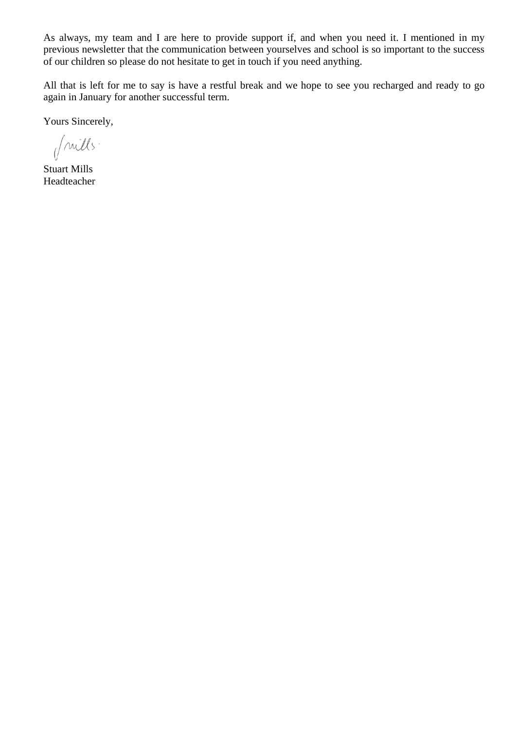As always, my team and I are here to provide support if, and when you need it. I mentioned in my previous newsletter that the communication between yourselves and school is so important to the success of our children so please do not hesitate to get in touch if you need anything.

All that is left for me to say is have a restful break and we hope to see you recharged and ready to go again in January for another successful term.

Yours Sincerely,

Stuart Mills
Headteacher